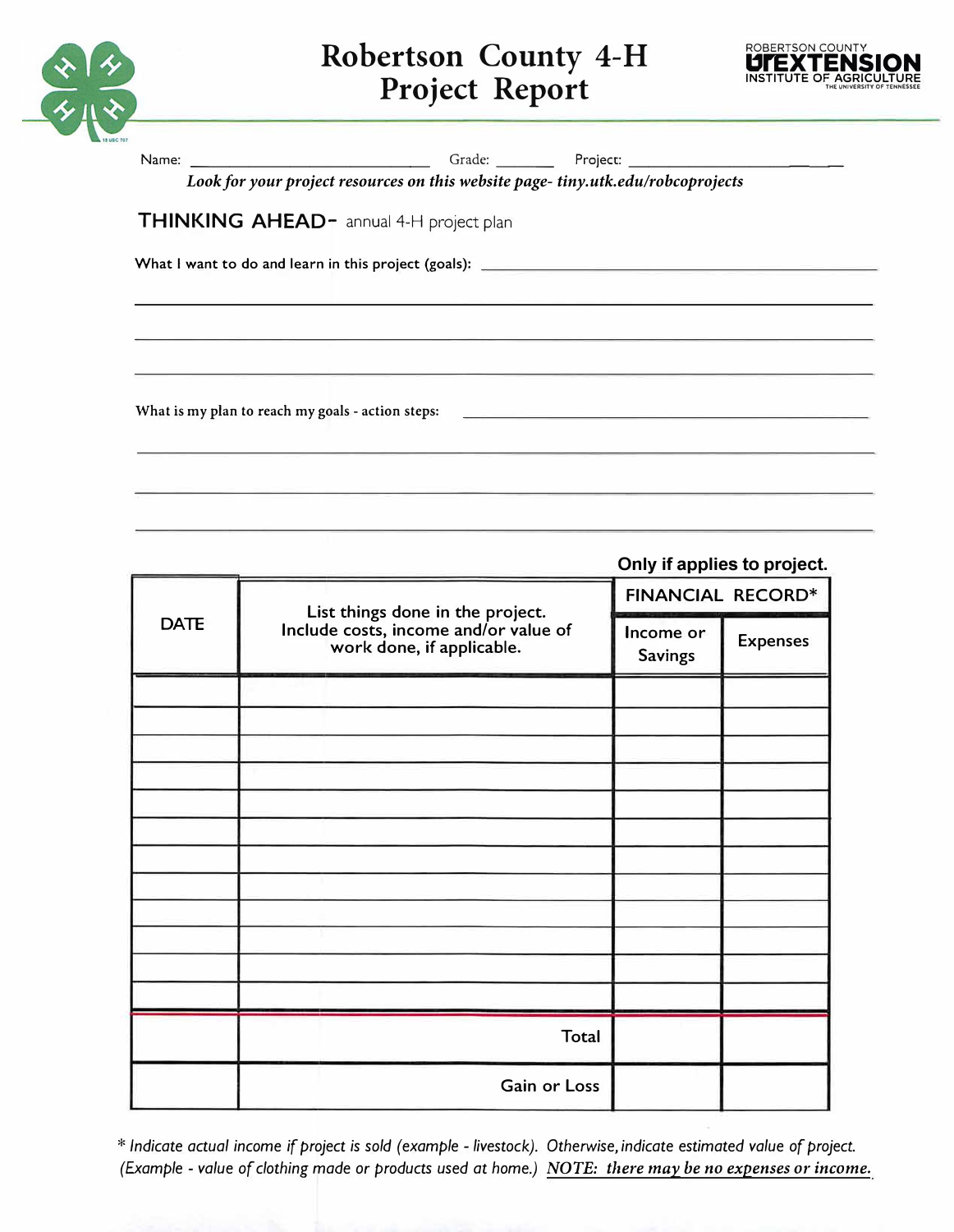# Robertson County 4-H Project Report

ROBERTSON COUNTY UTEXTENSION INSTITUTE OF AGRICULTURE THE UNIVERSITY OF TENNESSEE

Name: ______________________ Grade: _______ Project: ______________________

*Look for your project resources on this website page- tiny.utk.edu/robcoprojects*

## THINKING AHEAD- annual 4-H project plan

What I want to do and learn in this project (goals): ______________________

______________________

______________________

______________________

What is my plan to reach my goals - action steps: ______________________

______________________

______________________

______________________

**Only if applies to project.**

| DATE | List things done in the project. Include costs, income and/or value of work done, if applicable. | FINANCIAL RECORD* | |
|---|---|---|---|
| | | Income or Savings | Expenses |
| | | | |
| | | | |
| | | | |
| | | | |
| | | | |
| | | | |
| | | | |
| | | | |
| | | | |
| | | | |
| | | | |
| | | | |
| | Total | | |
| | Gain or Loss | | |

*\* Indicate actual income if project is sold (example - livestock). Otherwise, indicate estimated value of project. (Example - value of clothing made or products used at home.)* ***NOTE: there may be no expenses or income.***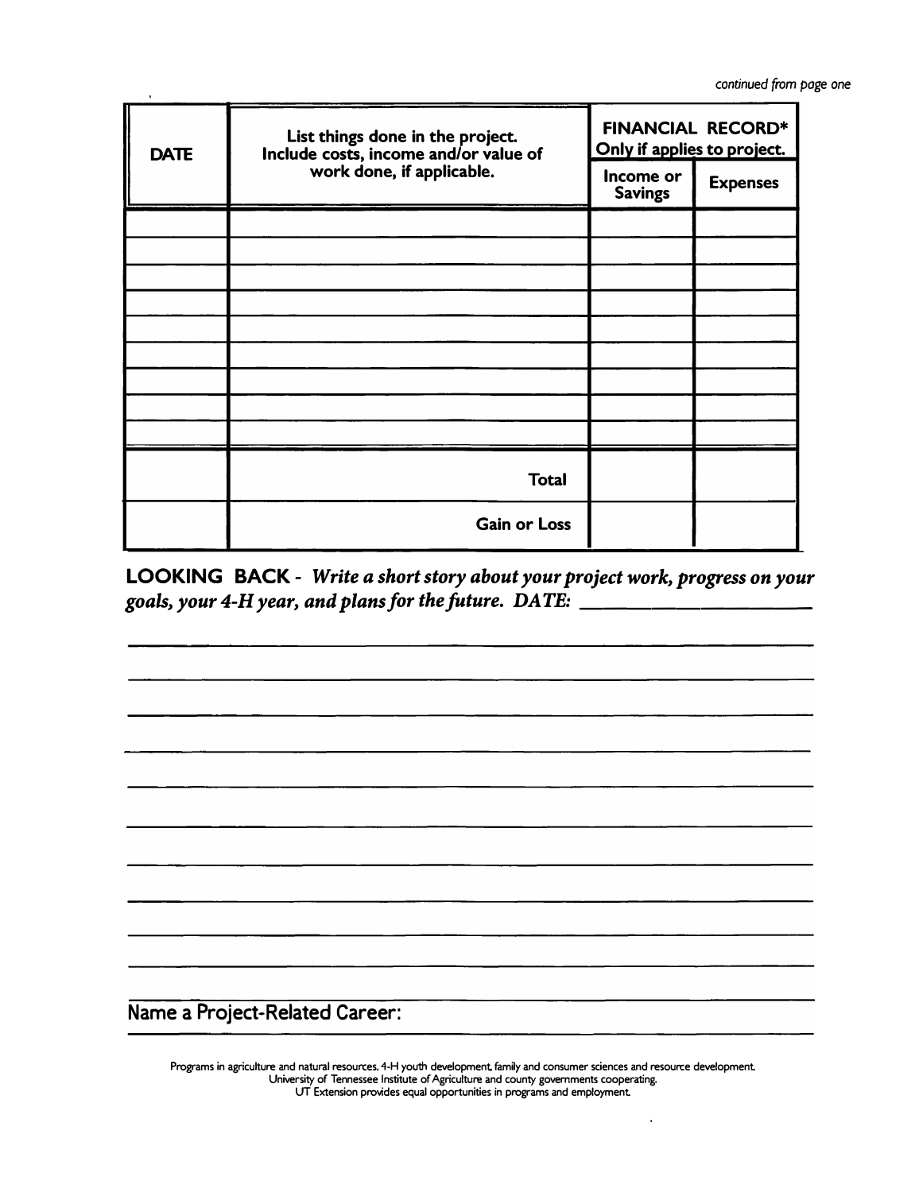*continued from page one*

| DATE | List things done in the project. Include costs, income and/or value of work done, if applicable. | FINANCIAL RECORD* Only if applies to project. | |
| --- | --- | --- | --- |
| | | Income or Savings | Expenses |
| | | | |
| | | | |
| | | | |
| | | | |
| | | | |
| | | | |
| | | | |
| | | | |
| | | | |
| | Total | | |
| | Gain or Loss | | |

**LOOKING BACK** - ***Write a short story about your project work, progress on your goals, your 4-H year, and plans for the future. DATE:*** ____________________

______________________________________________________________________

______________________________________________________________________

______________________________________________________________________

______________________________________________________________________

______________________________________________________________________

______________________________________________________________________

______________________________________________________________________

______________________________________________________________________

______________________________________________________________________

______________________________________________________________________

______________________________________________________________________

Name a Project-Related Career:

______________________________________________________________________

Programs in agriculture and natural resources, 4-H youth development, family and consumer sciences and resource development.
University of Tennessee Institute of Agriculture and county governments cooperating.
UT Extension provides equal opportunities in programs and employment.